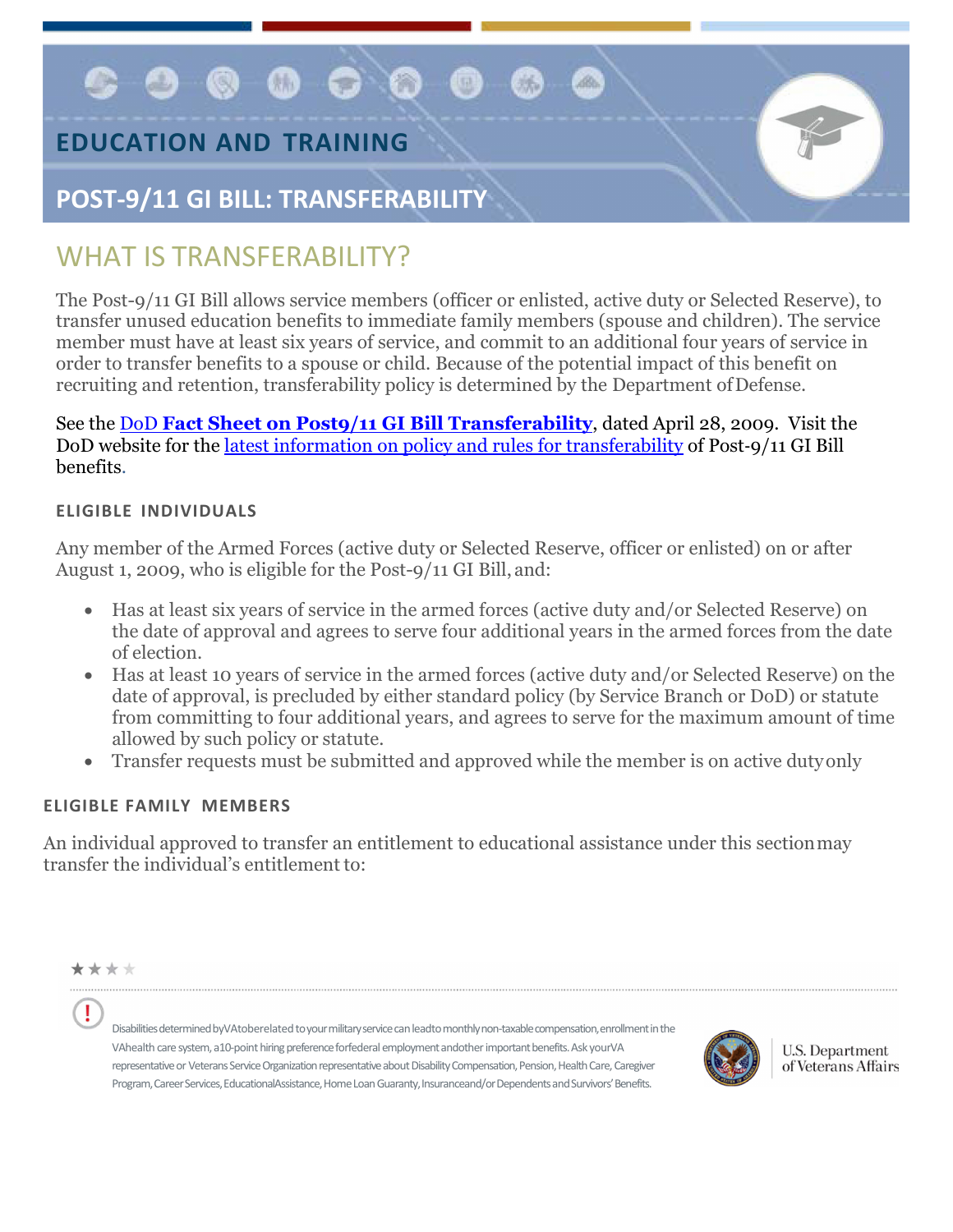# EDUCATION AND TRAINING

## POST-9/11 GI BILL: TRANSFERABILITY

## WHAT IS TRANSFERABILITY?

The Post-9/11 GI Bill allows service members (officer or enlisted, active duty or Selected Reserve), to transfer unused education benefits to immediate family members (spouse and children). The service member must have at least six years of service, and commit to an additional four years of service in order to transfer benefits to a spouse or child. Because of the potential impact of this benefit on recruiting and retention, transferability policy is determined by the Department of Defense.

See the DoD **Fact Sheet on Post9/11 GI Bill Transferability**, dated April 28, 2009. Visit the DoD website for the latest information on policy and rules for transferability of Post-9/11 GI Bill benefits.

#### ELIGIBLE INDIVIDUALS

Any member of the Armed Forces (active duty or Selected Reserve, officer or enlisted) on or after August 1, 2009, who is eligible for the Post-9/11 GI Bill, and:

- Has at least six years of service in the armed forces (active duty and/or Selected Reserve) on the date of approval and agrees to serve four additional years in the armed forces from the date of election.
- Has at least 10 years of service in the armed forces (active duty and/or Selected Reserve) on the date of approval, is precluded by either standard policy (by Service Branch or DoD) or statute from committing to four additional years, and agrees to serve for the maximum amount of time allowed by such policy or statute.
- Transfer requests must be submitted and approved while the member is on active duty only

#### ELIGIBLE FAMILY MEMBERS

An individual approved to transfer an entitlement to educational assistance under this section may transfer the individual's entitlement to:

Disabilities determined by VA to be related to your military service can lead to monthly non-taxable compensation, enrollment in the VA health care system, a 10-point hiring preference for federal employment and other important benefits. Ask your VA representative or Veterans Service Organization representative about Disability Compensation, Pension, Health Care, Caregiver Program, Career Services, Educational Assistance, Home Loan Guaranty, Insurance and/or Dependents and Survivors' Benefits.

U.S. Department of Veterans Affairs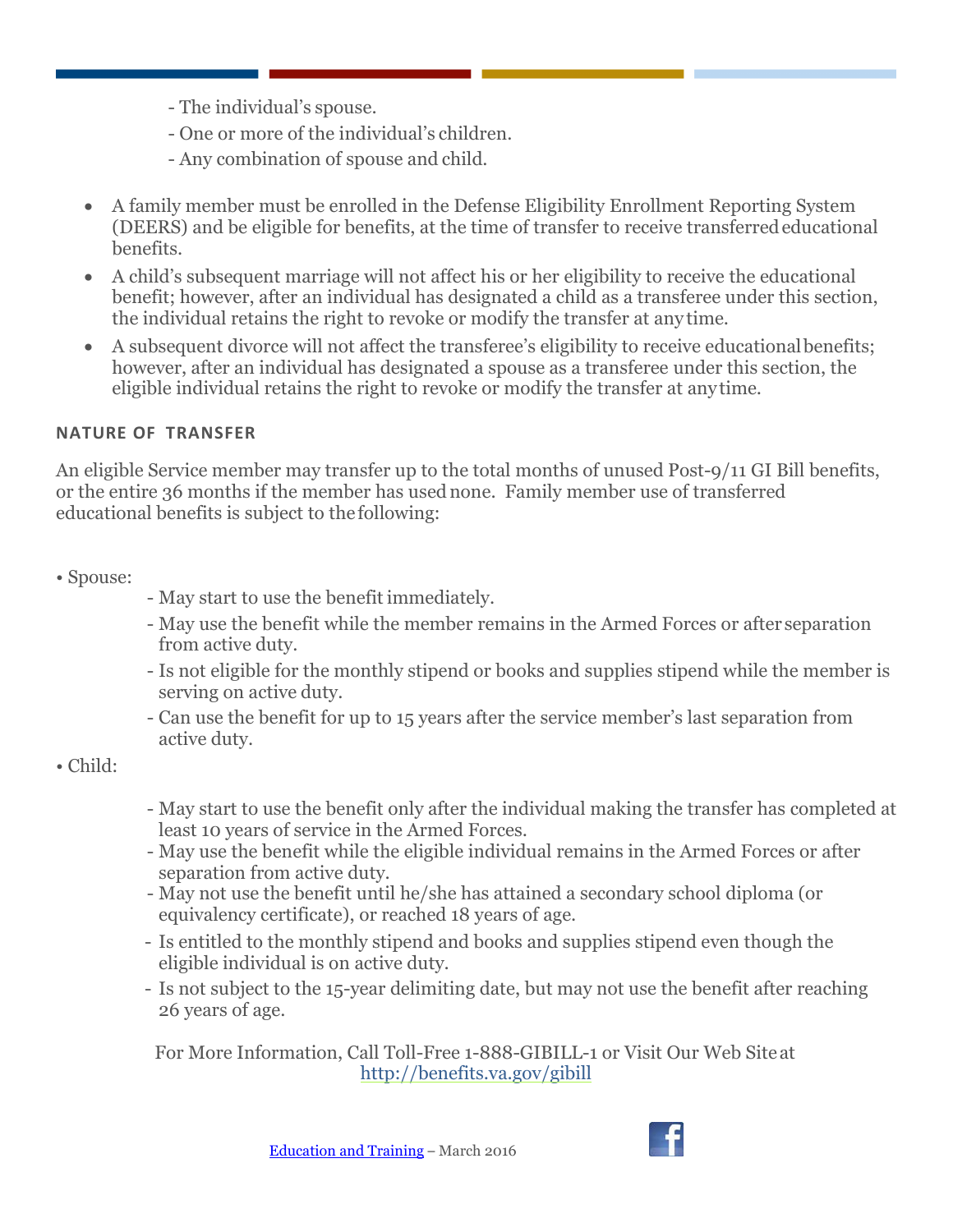- The individual's spouse.
- One or more of the individual's children.
- Any combination of spouse and child.

- A family member must be enrolled in the Defense Eligibility Enrollment Reporting System (DEERS) and be eligible for benefits, at the time of transfer to receive transferred educational benefits.
- A child's subsequent marriage will not affect his or her eligibility to receive the educational benefit; however, after an individual has designated a child as a transferee under this section, the individual retains the right to revoke or modify the transfer at any time.
- A subsequent divorce will not affect the transferee's eligibility to receive educational benefits; however, after an individual has designated a spouse as a transferee under this section, the eligible individual retains the right to revoke or modify the transfer at any time.

## NATURE OF TRANSFER

An eligible Service member may transfer up to the total months of unused Post-9/11 GI Bill benefits, or the entire 36 months if the member has used none. Family member use of transferred educational benefits is subject to the following:

• Spouse:

- May start to use the benefit immediately.
- May use the benefit while the member remains in the Armed Forces or after separation from active duty.
- Is not eligible for the monthly stipend or books and supplies stipend while the member is serving on active duty.
- Can use the benefit for up to 15 years after the service member's last separation from active duty.

• Child:

- May start to use the benefit only after the individual making the transfer has completed at least 10 years of service in the Armed Forces.
- May use the benefit while the eligible individual remains in the Armed Forces or after separation from active duty.
- May not use the benefit until he/she has attained a secondary school diploma (or equivalency certificate), or reached 18 years of age.
- Is entitled to the monthly stipend and books and supplies stipend even though the eligible individual is on active duty.
- Is not subject to the 15-year delimiting date, but may not use the benefit after reaching 26 years of age.

For More Information, Call Toll-Free 1-888-GIBILL-1 or Visit Our Web Site at http://benefits.va.gov/gibill

Education and Training – March 2016